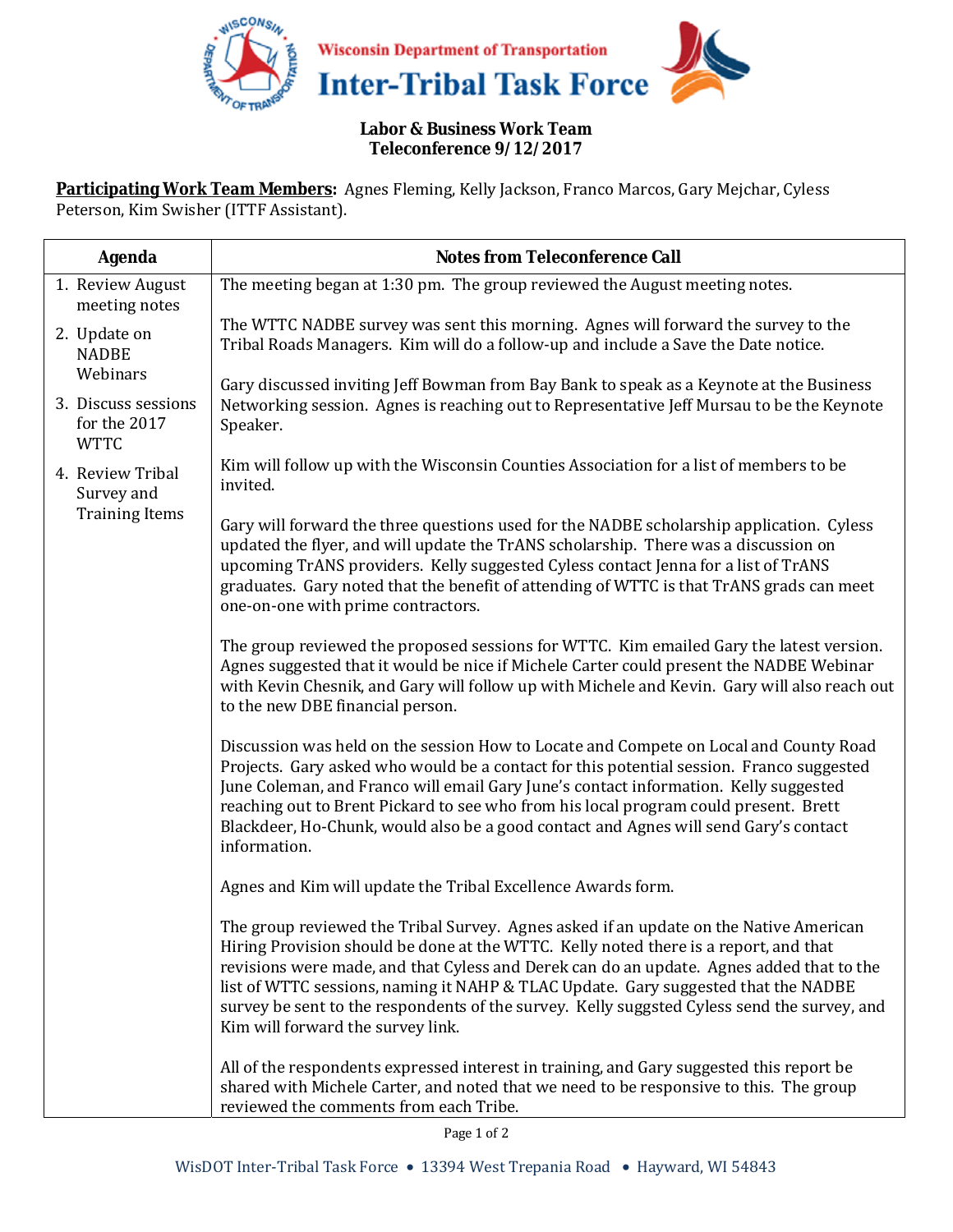**Wisconsin Department of Transportation**

# Inter-Tribal Task Force

## Labor & Business Work Team
## Teleconference 9/12/2017

**Participating Work Team Members:** Agnes Fleming, Kelly Jackson, Franco Marcos, Gary Mejchar, Cyless Peterson, Kim Swisher (ITTF Assistant).

| Agenda | Notes from Teleconference Call |
|---|---|
| 1. Review August meeting notes<br>2. Update on NADBE Webinars<br>3. Discuss sessions for the 2017 WTTC<br>4. Review Tribal Survey and Training Items | The meeting began at 1:30 pm. The group reviewed the August meeting notes.<br><br>The WTTC NADBE survey was sent this morning. Agnes will forward the survey to the Tribal Roads Managers. Kim will do a follow-up and include a Save the Date notice.<br><br>Gary discussed inviting Jeff Bowman from Bay Bank to speak as a Keynote at the Business Networking session. Agnes is reaching out to Representative Jeff Mursau to be the Keynote Speaker.<br><br>Kim will follow up with the Wisconsin Counties Association for a list of members to be invited.<br><br>Gary will forward the three questions used for the NADBE scholarship application. Cyless updated the flyer, and will update the TrANS scholarship. There was a discussion on upcoming TrANS providers. Kelly suggested Cyless contact Jenna for a list of TrANS graduates. Gary noted that the benefit of attending of WTTC is that TrANS grads can meet one-on-one with prime contractors.<br><br>The group reviewed the proposed sessions for WTTC. Kim emailed Gary the latest version. Agnes suggested that it would be nice if Michele Carter could present the NADBE Webinar with Kevin Chesnik, and Gary will follow up with Michele and Kevin. Gary will also reach out to the new DBE financial person.<br><br>Discussion was held on the session How to Locate and Compete on Local and County Road Projects. Gary asked who would be a contact for this potential session. Franco suggested June Coleman, and Franco will email Gary June's contact information. Kelly suggested reaching out to Brent Pickard to see who from his local program could present. Brett Blackdeer, Ho-Chunk, would also be a good contact and Agnes will send Gary's contact information.<br><br>Agnes and Kim will update the Tribal Excellence Awards form.<br><br>The group reviewed the Tribal Survey. Agnes asked if an update on the Native American Hiring Provision should be done at the WTTC. Kelly noted there is a report, and that revisions were made, and that Cyless and Derek can do an update. Agnes added that to the list of WTTC sessions, naming it NAHP & TLAC Update. Gary suggested that the NADBE survey be sent to the respondents of the survey. Kelly suggsted Cyless send the survey, and Kim will forward the survey link.<br><br>All of the respondents expressed interest in training, and Gary suggested this report be shared with Michele Carter, and noted that we need to be responsive to this. The group reviewed the comments from each Tribe. |

WisDOT Inter-Tribal Task Force • 13394 West Trepania Road • Hayward, WI 54843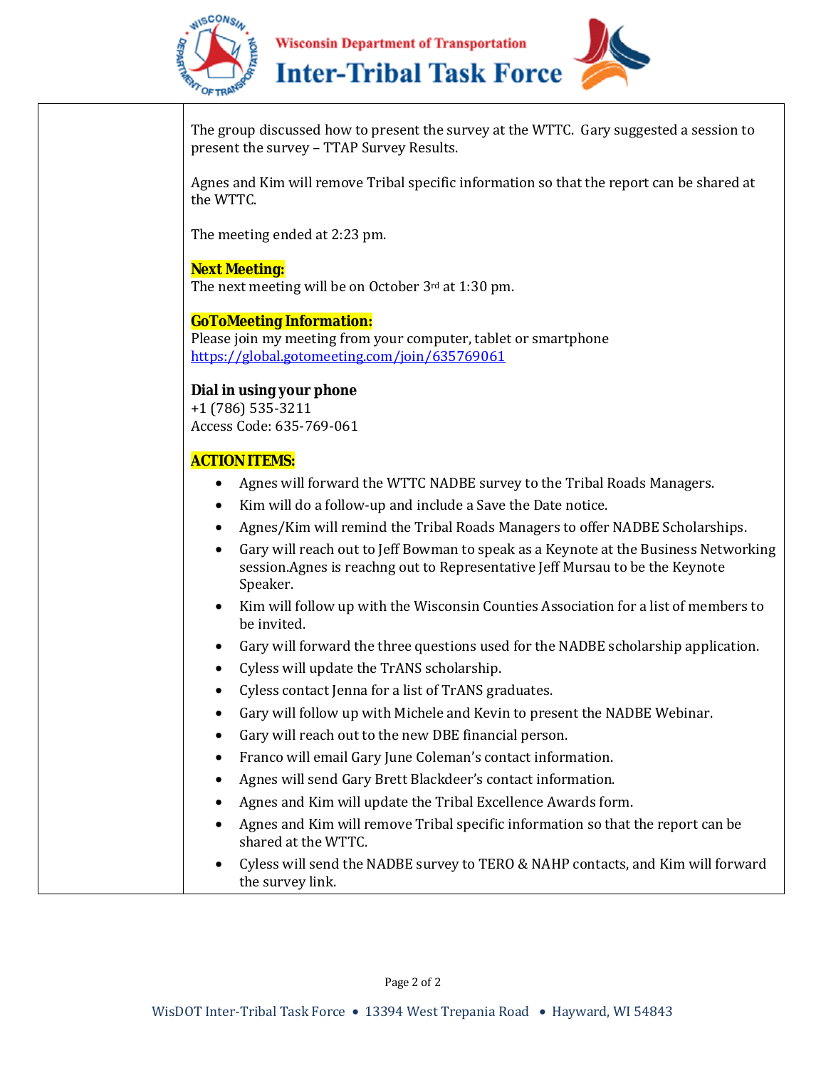The group discussed how to present the survey at the WTTC. Gary suggested a session to present the survey – TTAP Survey Results.

Agnes and Kim will remove Tribal specific information so that the report can be shared at the WTTC.

The meeting ended at 2:23 pm.

**Next Meeting:**
The next meeting will be on October 3rd at 1:30 pm.

**GoToMeeting Information:**
Please join my meeting from your computer, tablet or smartphone
https://global.gotomeeting.com/join/635769061

**Dial in using your phone**
+1 (786) 535-3211
Access Code: 635-769-061

**ACTION ITEMS:**

- Agnes will forward the WTTC NADBE survey to the Tribal Roads Managers.
- Kim will do a follow-up and include a Save the Date notice.
- Agnes/Kim will remind the Tribal Roads Managers to offer NADBE Scholarships.
- Gary will reach out to Jeff Bowman to speak as a Keynote at the Business Networking session.Agnes is reachng out to Representative Jeff Mursau to be the Keynote Speaker.
- Kim will follow up with the Wisconsin Counties Association for a list of members to be invited.
- Gary will forward the three questions used for the NADBE scholarship application.
- Cyless will update the TrANS scholarship.
- Cyless contact Jenna for a list of TrANS graduates.
- Gary will follow up with Michele and Kevin to present the NADBE Webinar.
- Gary will reach out to the new DBE financial person.
- Franco will email Gary June Coleman's contact information.
- Agnes will send Gary Brett Blackdeer's contact information.
- Agnes and Kim will update the Tribal Excellence Awards form.
- Agnes and Kim will remove Tribal specific information so that the report can be shared at the WTTC.
- Cyless will send the NADBE survey to TERO & NAHP contacts, and Kim will forward the survey link.